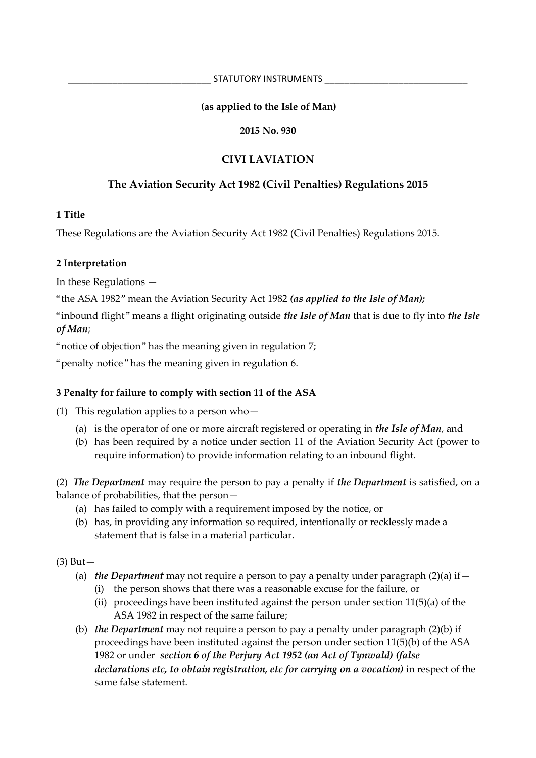STATUTORY INSTRUMENTS

**(as applied to the Isle of Man)**

**2015 No. 930**

# CIVI LAVIATION

## The Aviation Security Act 1982 (Civil Penalties) Regulations 2015

### 1 Title

These Regulations are the Aviation Security Act 1982 (Civil Penalties) Regulations 2015.

### 2 Interpretation

In these Regulations —

"the ASA 1982" mean the Aviation Security Act 1982 ***(as applied to the Isle of Man);***

"inbound flight" means a flight originating outside ***the Isle of Man*** that is due to fly into ***the Isle of Man***;

"notice of objection" has the meaning given in regulation 7;

"penalty notice" has the meaning given in regulation 6.

### 3 Penalty for failure to comply with section 11 of the ASA

(1) This regulation applies to a person who—

- (a) is the operator of one or more aircraft registered or operating in ***the Isle of Man***, and
- (b) has been required by a notice under section 11 of the Aviation Security Act (power to require information) to provide information relating to an inbound flight.

(2) ***The Department*** may require the person to pay a penalty if ***the Department*** is satisfied, on a balance of probabilities, that the person—

- (a) has failed to comply with a requirement imposed by the notice, or
- (b) has, in providing any information so required, intentionally or recklessly made a statement that is false in a material particular.

(3) But—

- (a) ***the Department*** may not require a person to pay a penalty under paragraph (2)(a) if—
  - (i) the person shows that there was a reasonable excuse for the failure, or
  - (ii) proceedings have been instituted against the person under section 11(5)(a) of the ASA 1982 in respect of the same failure;
- (b) ***the Department*** may not require a person to pay a penalty under paragraph (2)(b) if proceedings have been instituted against the person under section 11(5)(b) of the ASA 1982 or under ***section 6 of the Perjury Act 1952 (an Act of Tynwald) (false declarations etc, to obtain registration, etc for carrying on a vocation)*** in respect of the same false statement.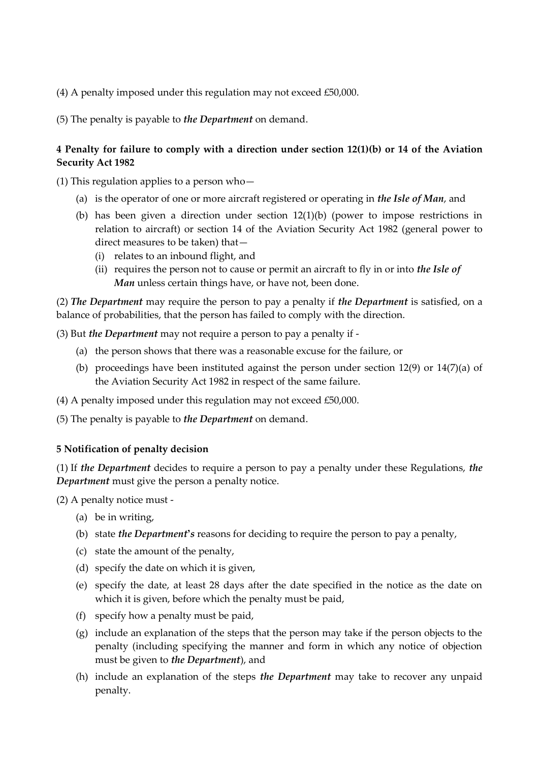(4) A penalty imposed under this regulation may not exceed £50,000.

(5) The penalty is payable to ***the Department*** on demand.

**4 Penalty for failure to comply with a direction under section 12(1)(b) or 14 of the Aviation Security Act 1982**

(1) This regulation applies to a person who—

- (a) is the operator of one or more aircraft registered or operating in ***the Isle of Man***, and
- (b) has been given a direction under section 12(1)(b) (power to impose restrictions in relation to aircraft) or section 14 of the Aviation Security Act 1982 (general power to direct measures to be taken) that—
  - (i) relates to an inbound flight, and
  - (ii) requires the person not to cause or permit an aircraft to fly in or into ***the Isle of Man*** unless certain things have, or have not, been done.

(2) ***The Department*** may require the person to pay a penalty if ***the Department*** is satisfied, on a balance of probabilities, that the person has failed to comply with the direction.

(3) But ***the Department*** may not require a person to pay a penalty if -

- (a) the person shows that there was a reasonable excuse for the failure, or
- (b) proceedings have been instituted against the person under section 12(9) or 14(7)(a) of the Aviation Security Act 1982 in respect of the same failure.

(4) A penalty imposed under this regulation may not exceed £50,000.

(5) The penalty is payable to ***the Department*** on demand.

**5 Notification of penalty decision**

(1) If ***the Department*** decides to require a person to pay a penalty under these Regulations, ***the Department*** must give the person a penalty notice.

(2) A penalty notice must -

- (a) be in writing,
- (b) state ***the Department's*** reasons for deciding to require the person to pay a penalty,
- (c) state the amount of the penalty,
- (d) specify the date on which it is given,
- (e) specify the date, at least 28 days after the date specified in the notice as the date on which it is given, before which the penalty must be paid,
- (f) specify how a penalty must be paid,
- (g) include an explanation of the steps that the person may take if the person objects to the penalty (including specifying the manner and form in which any notice of objection must be given to ***the Department***), and
- (h) include an explanation of the steps ***the Department*** may take to recover any unpaid penalty.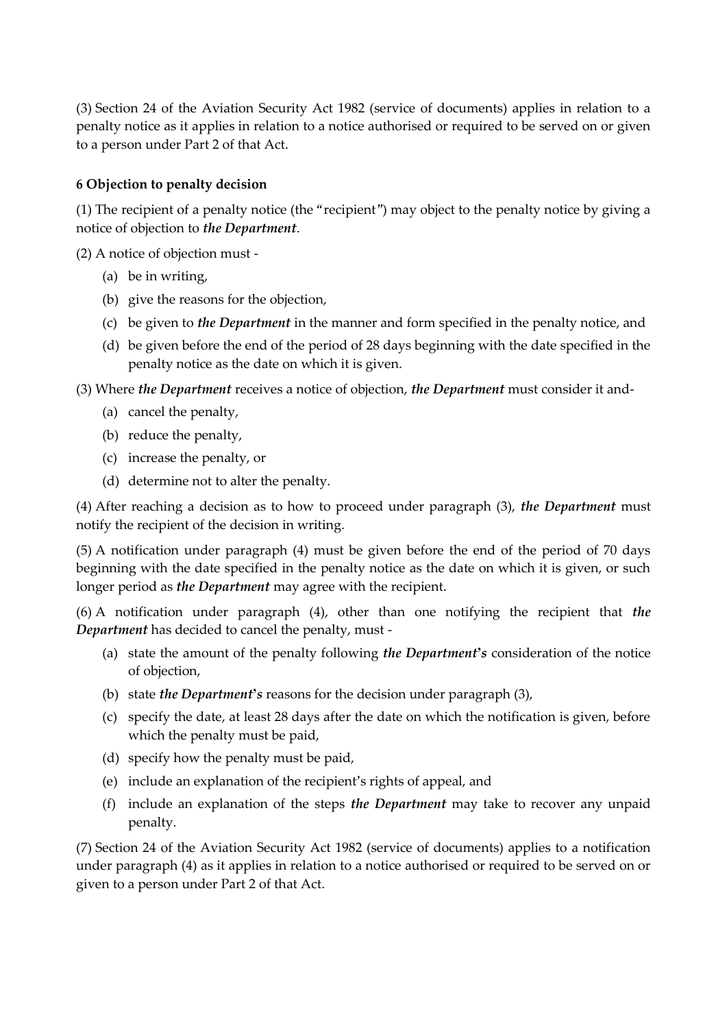(3) Section 24 of the Aviation Security Act 1982 (service of documents) applies in relation to a penalty notice as it applies in relation to a notice authorised or required to be served on or given to a person under Part 2 of that Act.

**6 Objection to penalty decision**

(1) The recipient of a penalty notice (the "recipient") may object to the penalty notice by giving a notice of objection to ***the Department***.

(2) A notice of objection must -

- (a) be in writing,
- (b) give the reasons for the objection,
- (c) be given to ***the Department*** in the manner and form specified in the penalty notice, and
- (d) be given before the end of the period of 28 days beginning with the date specified in the penalty notice as the date on which it is given.

(3) Where ***the Department*** receives a notice of objection, ***the Department*** must consider it and-

- (a) cancel the penalty,
- (b) reduce the penalty,
- (c) increase the penalty, or
- (d) determine not to alter the penalty.

(4) After reaching a decision as to how to proceed under paragraph (3), ***the Department*** must notify the recipient of the decision in writing.

(5) A notification under paragraph (4) must be given before the end of the period of 70 days beginning with the date specified in the penalty notice as the date on which it is given, or such longer period as ***the Department*** may agree with the recipient.

(6) A notification under paragraph (4), other than one notifying the recipient that ***the Department*** has decided to cancel the penalty, must -

- (a) state the amount of the penalty following ***the Department's*** consideration of the notice of objection,
- (b) state ***the Department's*** reasons for the decision under paragraph (3),
- (c) specify the date, at least 28 days after the date on which the notification is given, before which the penalty must be paid,
- (d) specify how the penalty must be paid,
- (e) include an explanation of the recipient's rights of appeal, and
- (f) include an explanation of the steps ***the Department*** may take to recover any unpaid penalty.

(7) Section 24 of the Aviation Security Act 1982 (service of documents) applies to a notification under paragraph (4) as it applies in relation to a notice authorised or required to be served on or given to a person under Part 2 of that Act.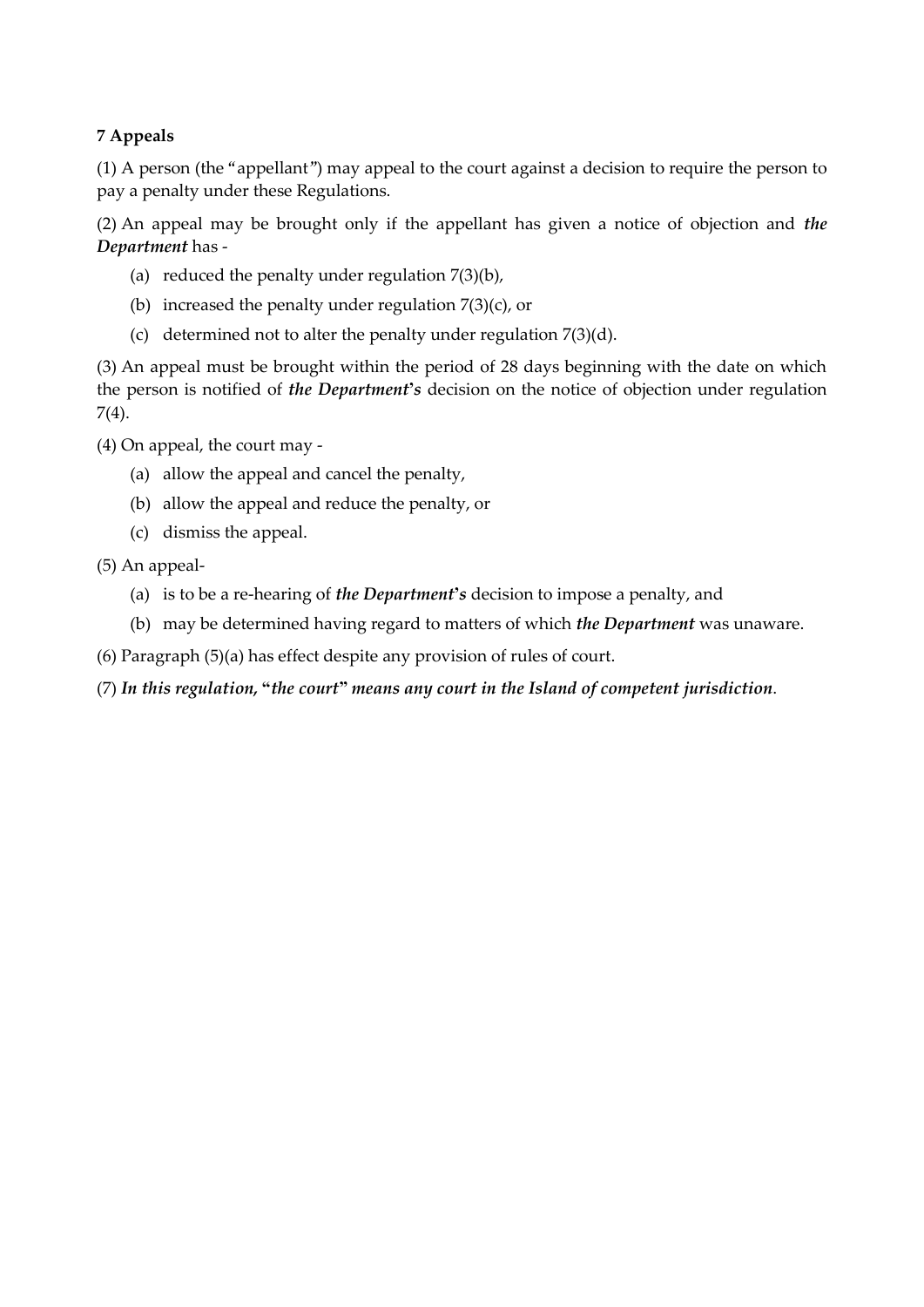**7 Appeals**

(1) A person (the "appellant") may appeal to the court against a decision to require the person to pay a penalty under these Regulations.

(2) An appeal may be brought only if the appellant has given a notice of objection and ***the Department*** has -

- (a) reduced the penalty under regulation 7(3)(b),
- (b) increased the penalty under regulation 7(3)(c), or
- (c) determined not to alter the penalty under regulation 7(3)(d).

(3) An appeal must be brought within the period of 28 days beginning with the date on which the person is notified of ***the Department's*** decision on the notice of objection under regulation 7(4).

(4) On appeal, the court may -

- (a) allow the appeal and cancel the penalty,
- (b) allow the appeal and reduce the penalty, or
- (c) dismiss the appeal.

(5) An appeal-

- (a) is to be a re-hearing of ***the Department's*** decision to impose a penalty, and
- (b) may be determined having regard to matters of which ***the Department*** was unaware.

(6) Paragraph (5)(a) has effect despite any provision of rules of court.

(7) ***In this regulation, "the court" means any court in the Island of competent jurisdiction***.